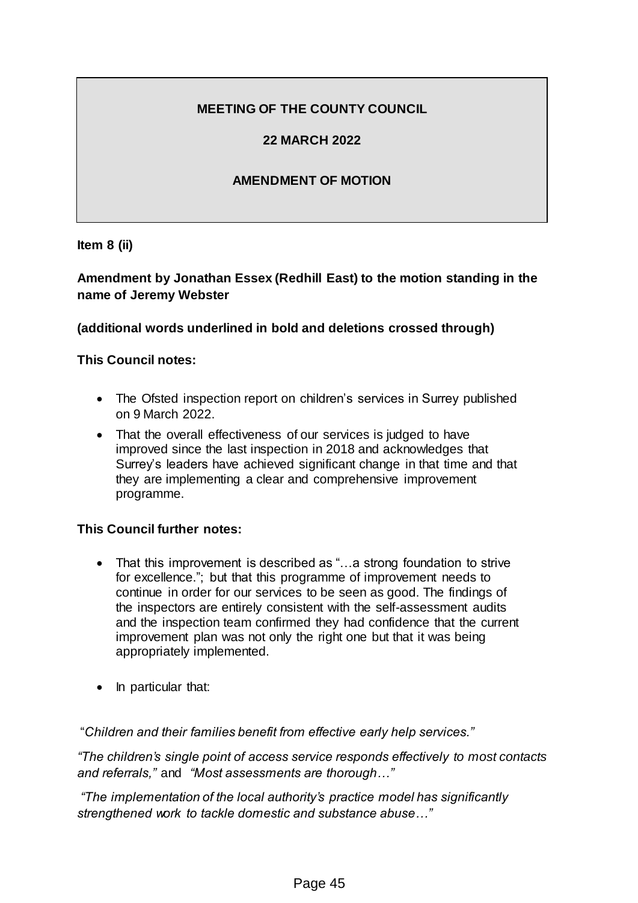**MEETING OF THE COUNTY COUNCIL**

**22 MARCH 2022**

**AMENDMENT OF MOTION**

**Item 8 (ii)**

**Amendment by Jonathan Essex (Redhill East) to the motion standing in the name of Jeremy Webster**

**(additional words underlined in bold and deletions crossed through)**

**This Council notes:**

- The Ofsted inspection report on children's services in Surrey published on 9 March 2022.
- That the overall effectiveness of our services is judged to have improved since the last inspection in 2018 and acknowledges that Surrey's leaders have achieved significant change in that time and that they are implementing a clear and comprehensive improvement programme.

**This Council further notes:**

- That this improvement is described as "…a strong foundation to strive for excellence."; but that this programme of improvement needs to continue in order for our services to be seen as good. The findings of the inspectors are entirely consistent with the self-assessment audits and the inspection team confirmed they had confidence that the current improvement plan was not only the right one but that it was being appropriately implemented.
- In particular that:

"*Children and their families benefit from effective early help services."*

*"The children's single point of access service responds effectively to most contacts and referrals,"* and *"Most assessments are thorough…"*

*"The implementation of the local authority's practice model has significantly strengthened work to tackle domestic and substance abuse…"*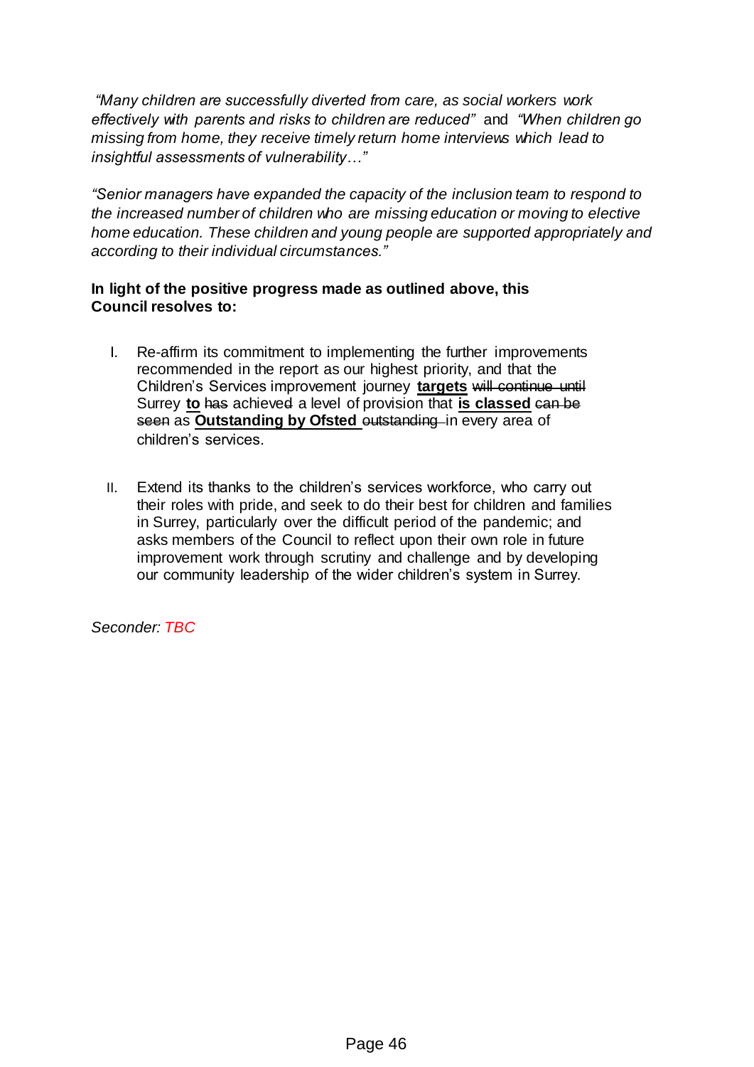*"Many children are successfully diverted from care, as social workers work effectively with parents and risks to children are reduced"* and *"When children go missing from home, they receive timely return home interviews which lead to insightful assessments of vulnerability…"*

*"Senior managers have expanded the capacity of the inclusion team to respond to the increased number of children who are missing education or moving to elective home education. These children and young people are supported appropriately and according to their individual circumstances."*

**In light of the positive progress made as outlined above, this Council resolves to:**

I. Re-affirm its commitment to implementing the further improvements recommended in the report as our highest priority, and that the Children's Services improvement journey **targets** ~~will continue until~~ Surrey **to** ~~has~~ achieve~~d~~ a level of provision that **is classed** ~~can be seen~~ as **Outstanding by Ofsted** ~~outstanding~~ in every area of children's services.

II. Extend its thanks to the children's services workforce, who carry out their roles with pride, and seek to do their best for children and families in Surrey, particularly over the difficult period of the pandemic; and asks members of the Council to reflect upon their own role in future improvement work through scrutiny and challenge and by developing our community leadership of the wider children's system in Surrey.

*Seconder: TBC*